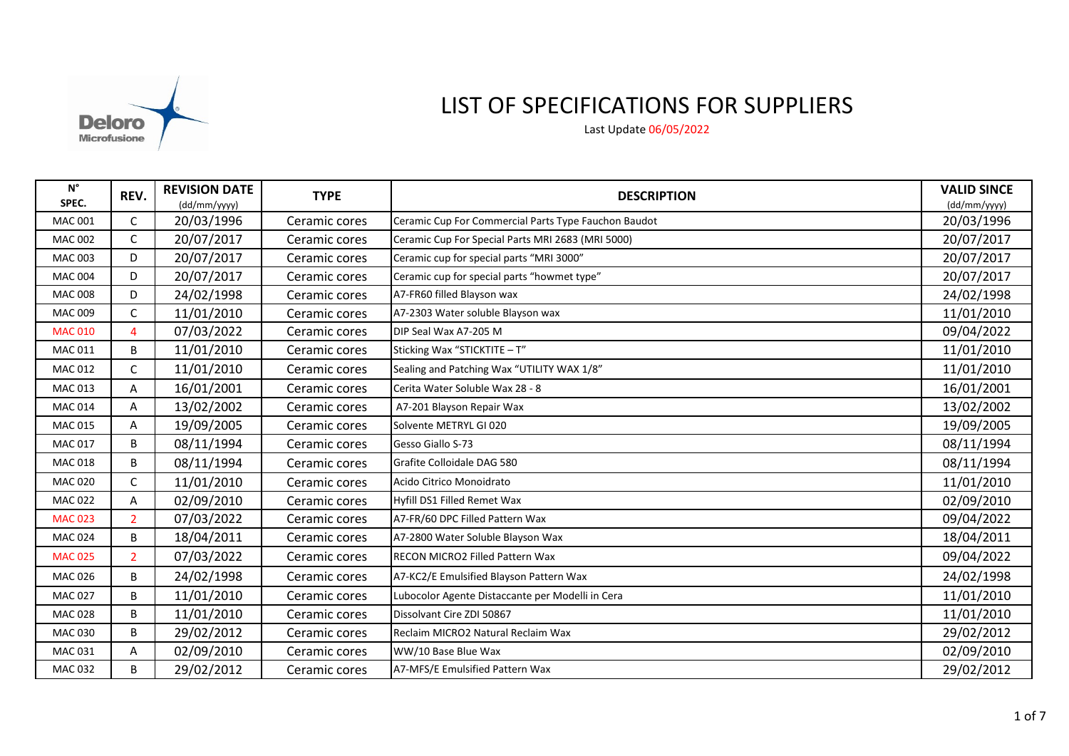# LIST OF SPECIFICATIONS FOR SUPPLIERS

Last Update 06/05/2022

| N° SPEC. | REV. | REVISION DATE (dd/mm/yyyy) | TYPE | DESCRIPTION | VALID SINCE (dd/mm/yyyy) |
|---|---|---|---|---|---|
| MAC 001 | C | 20/03/1996 | Ceramic cores | Ceramic Cup For Commercial Parts Type Fauchon Baudot | 20/03/1996 |
| MAC 002 | C | 20/07/2017 | Ceramic cores | Ceramic Cup For Special Parts MRI 2683 (MRI 5000) | 20/07/2017 |
| MAC 003 | D | 20/07/2017 | Ceramic cores | Ceramic cup for special parts "MRI 3000" | 20/07/2017 |
| MAC 004 | D | 20/07/2017 | Ceramic cores | Ceramic cup for special parts "howmet type" | 20/07/2017 |
| MAC 008 | D | 24/02/1998 | Ceramic cores | A7-FR60 filled Blayson wax | 24/02/1998 |
| MAC 009 | C | 11/01/2010 | Ceramic cores | A7-2303 Water soluble Blayson wax | 11/01/2010 |
| MAC 010 | 4 | 07/03/2022 | Ceramic cores | DIP Seal Wax A7-205 M | 09/04/2022 |
| MAC 011 | B | 11/01/2010 | Ceramic cores | Sticking Wax "STICKTITE – T" | 11/01/2010 |
| MAC 012 | C | 11/01/2010 | Ceramic cores | Sealing and Patching Wax "UTILITY WAX 1/8" | 11/01/2010 |
| MAC 013 | A | 16/01/2001 | Ceramic cores | Cerita Water Soluble Wax 28 - 8 | 16/01/2001 |
| MAC 014 | A | 13/02/2002 | Ceramic cores | A7-201 Blayson Repair Wax | 13/02/2002 |
| MAC 015 | A | 19/09/2005 | Ceramic cores | Solvente METRYL GI 020 | 19/09/2005 |
| MAC 017 | B | 08/11/1994 | Ceramic cores | Gesso Giallo S-73 | 08/11/1994 |
| MAC 018 | B | 08/11/1994 | Ceramic cores | Grafite Colloidale DAG 580 | 08/11/1994 |
| MAC 020 | C | 11/01/2010 | Ceramic cores | Acido Citrico Monoidrato | 11/01/2010 |
| MAC 022 | A | 02/09/2010 | Ceramic cores | Hyfill DS1 Filled Remet Wax | 02/09/2010 |
| MAC 023 | 2 | 07/03/2022 | Ceramic cores | A7-FR/60 DPC Filled Pattern Wax | 09/04/2022 |
| MAC 024 | B | 18/04/2011 | Ceramic cores | A7-2800 Water Soluble Blayson Wax | 18/04/2011 |
| MAC 025 | 2 | 07/03/2022 | Ceramic cores | RECON MICRO2 Filled Pattern Wax | 09/04/2022 |
| MAC 026 | B | 24/02/1998 | Ceramic cores | A7-KC2/E Emulsified Blayson Pattern Wax | 24/02/1998 |
| MAC 027 | B | 11/01/2010 | Ceramic cores | Lubocolor Agente Distaccante per Modelli in Cera | 11/01/2010 |
| MAC 028 | B | 11/01/2010 | Ceramic cores | Dissolvant Cire ZDI 50867 | 11/01/2010 |
| MAC 030 | B | 29/02/2012 | Ceramic cores | Reclaim MICRO2 Natural Reclaim Wax | 29/02/2012 |
| MAC 031 | A | 02/09/2010 | Ceramic cores | WW/10 Base Blue Wax | 02/09/2010 |
| MAC 032 | B | 29/02/2012 | Ceramic cores | A7-MFS/E Emulsified Pattern Wax | 29/02/2012 |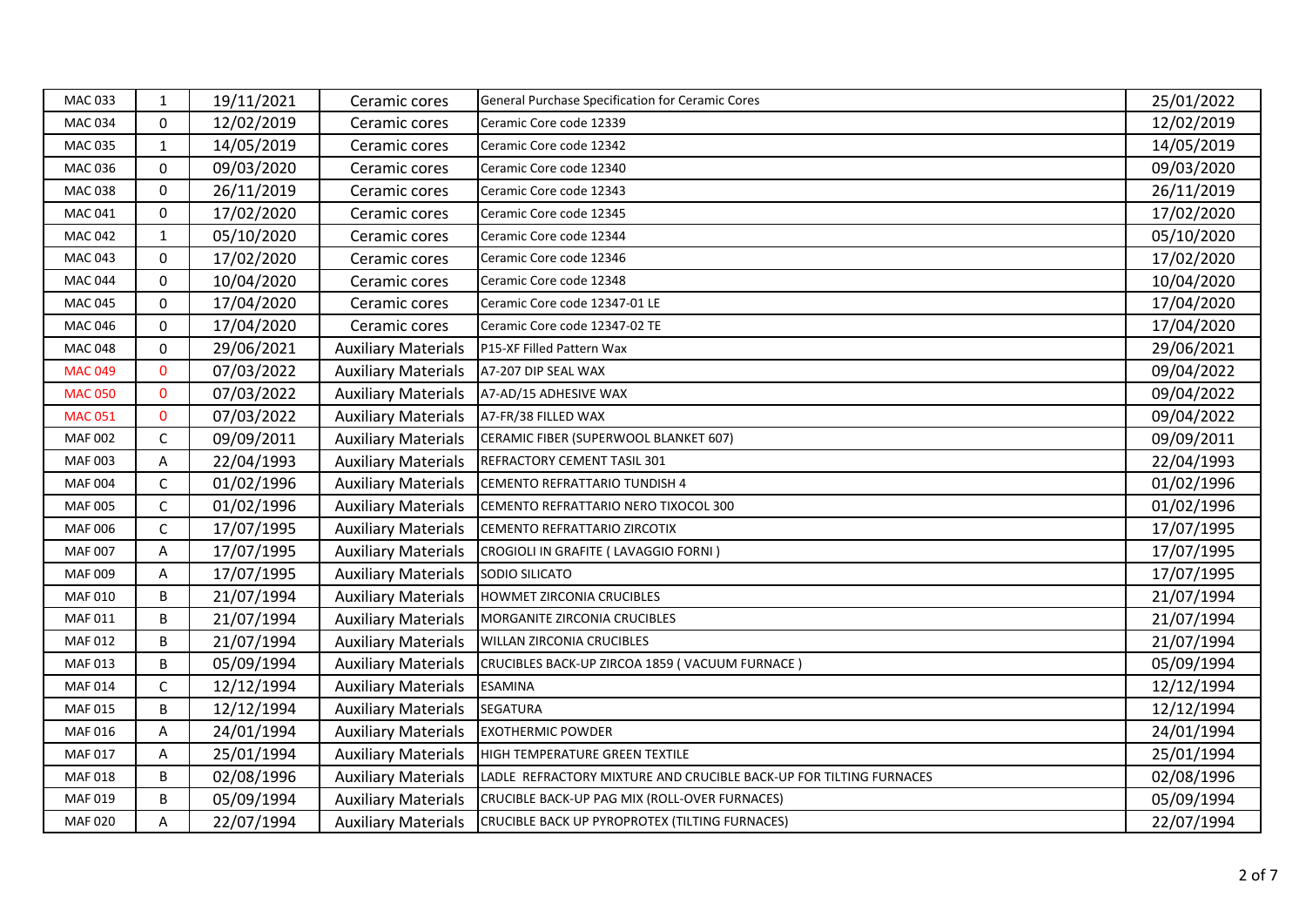| | | | | | |
|---|---|---|---|---|---|
| MAC 033 | 1 | 19/11/2021 | Ceramic cores | General Purchase Specification for Ceramic Cores | 25/01/2022 |
| MAC 034 | 0 | 12/02/2019 | Ceramic cores | Ceramic Core code 12339 | 12/02/2019 |
| MAC 035 | 1 | 14/05/2019 | Ceramic cores | Ceramic Core code 12342 | 14/05/2019 |
| MAC 036 | 0 | 09/03/2020 | Ceramic cores | Ceramic Core code 12340 | 09/03/2020 |
| MAC 038 | 0 | 26/11/2019 | Ceramic cores | Ceramic Core code 12343 | 26/11/2019 |
| MAC 041 | 0 | 17/02/2020 | Ceramic cores | Ceramic Core code 12345 | 17/02/2020 |
| MAC 042 | 1 | 05/10/2020 | Ceramic cores | Ceramic Core code 12344 | 05/10/2020 |
| MAC 043 | 0 | 17/02/2020 | Ceramic cores | Ceramic Core code 12346 | 17/02/2020 |
| MAC 044 | 0 | 10/04/2020 | Ceramic cores | Ceramic Core code 12348 | 10/04/2020 |
| MAC 045 | 0 | 17/04/2020 | Ceramic cores | Ceramic Core code 12347-01 LE | 17/04/2020 |
| MAC 046 | 0 | 17/04/2020 | Ceramic cores | Ceramic Core code 12347-02 TE | 17/04/2020 |
| MAC 048 | 0 | 29/06/2021 | Auxiliary Materials | P15-XF Filled Pattern Wax | 29/06/2021 |
| MAC 049 | 0 | 07/03/2022 | Auxiliary Materials | A7-207 DIP SEAL WAX | 09/04/2022 |
| MAC 050 | 0 | 07/03/2022 | Auxiliary Materials | A7-AD/15 ADHESIVE WAX | 09/04/2022 |
| MAC 051 | 0 | 07/03/2022 | Auxiliary Materials | A7-FR/38 FILLED WAX | 09/04/2022 |
| MAF 002 | C | 09/09/2011 | Auxiliary Materials | CERAMIC FIBER (SUPERWOOL BLANKET 607) | 09/09/2011 |
| MAF 003 | A | 22/04/1993 | Auxiliary Materials | REFRACTORY CEMENT TASIL 301 | 22/04/1993 |
| MAF 004 | C | 01/02/1996 | Auxiliary Materials | CEMENTO REFRATTARIO TUNDISH 4 | 01/02/1996 |
| MAF 005 | C | 01/02/1996 | Auxiliary Materials | CEMENTO REFRATTARIO NERO TIXOCOL 300 | 01/02/1996 |
| MAF 006 | C | 17/07/1995 | Auxiliary Materials | CEMENTO REFRATTARIO ZIRCOTIX | 17/07/1995 |
| MAF 007 | A | 17/07/1995 | Auxiliary Materials | CROGIOLI IN GRAFITE ( LAVAGGIO FORNI ) | 17/07/1995 |
| MAF 009 | A | 17/07/1995 | Auxiliary Materials | SODIO SILICATO | 17/07/1995 |
| MAF 010 | B | 21/07/1994 | Auxiliary Materials | HOWMET ZIRCONIA CRUCIBLES | 21/07/1994 |
| MAF 011 | B | 21/07/1994 | Auxiliary Materials | MORGANITE ZIRCONIA CRUCIBLES | 21/07/1994 |
| MAF 012 | B | 21/07/1994 | Auxiliary Materials | WILLAN ZIRCONIA CRUCIBLES | 21/07/1994 |
| MAF 013 | B | 05/09/1994 | Auxiliary Materials | CRUCIBLES BACK-UP ZIRCOA 1859 ( VACUUM FURNACE ) | 05/09/1994 |
| MAF 014 | C | 12/12/1994 | Auxiliary Materials | ESAMINA | 12/12/1994 |
| MAF 015 | B | 12/12/1994 | Auxiliary Materials | SEGATURA | 12/12/1994 |
| MAF 016 | A | 24/01/1994 | Auxiliary Materials | EXOTHERMIC POWDER | 24/01/1994 |
| MAF 017 | A | 25/01/1994 | Auxiliary Materials | HIGH TEMPERATURE GREEN TEXTILE | 25/01/1994 |
| MAF 018 | B | 02/08/1996 | Auxiliary Materials | LADLE REFRACTORY MIXTURE AND CRUCIBLE BACK-UP FOR TILTING FURNACES | 02/08/1996 |
| MAF 019 | B | 05/09/1994 | Auxiliary Materials | CRUCIBLE BACK-UP PAG MIX (ROLL-OVER FURNACES) | 05/09/1994 |
| MAF 020 | A | 22/07/1994 | Auxiliary Materials | CRUCIBLE BACK UP PYROPROTEX (TILTING FURNACES) | 22/07/1994 |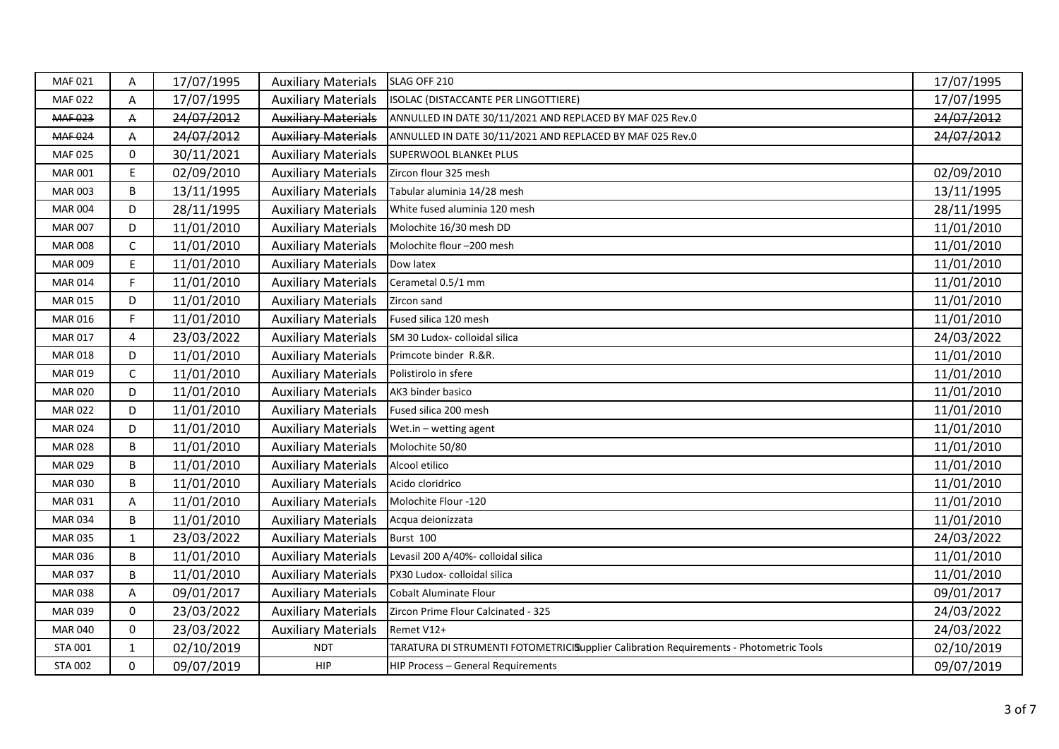| | | | | | |
|---|---|---|---|---|---|
| MAF 021 | A | 17/07/1995 | Auxiliary Materials | SLAG OFF 210 | 17/07/1995 |
| MAF 022 | A | 17/07/1995 | Auxiliary Materials | ISOLAC (DISTACCANTE PER LINGOTTIERE) | 17/07/1995 |
| ~~MAF 023~~ | ~~A~~ | ~~24/07/2012~~ | ~~Auxiliary Materials~~ | ANNULLED IN DATE 30/11/2021 AND REPLACED BY MAF 025 Rev.0 | ~~24/07/2012~~ |
| ~~MAF 024~~ | ~~A~~ | ~~24/07/2012~~ | ~~Auxiliary Materials~~ | ANNULLED IN DATE 30/11/2021 AND REPLACED BY MAF 025 Rev.0 | ~~24/07/2012~~ |
| MAF 025 | 0 | 30/11/2021 | Auxiliary Materials | SUPERWOOL BLANKEt PLUS | |
| MAR 001 | E | 02/09/2010 | Auxiliary Materials | Zircon flour 325 mesh | 02/09/2010 |
| MAR 003 | B | 13/11/1995 | Auxiliary Materials | Tabular aluminia 14/28 mesh | 13/11/1995 |
| MAR 004 | D | 28/11/1995 | Auxiliary Materials | White fused aluminia 120 mesh | 28/11/1995 |
| MAR 007 | D | 11/01/2010 | Auxiliary Materials | Molochite 16/30 mesh DD | 11/01/2010 |
| MAR 008 | C | 11/01/2010 | Auxiliary Materials | Molochite flour –200 mesh | 11/01/2010 |
| MAR 009 | E | 11/01/2010 | Auxiliary Materials | Dow latex | 11/01/2010 |
| MAR 014 | F | 11/01/2010 | Auxiliary Materials | Cerametal 0.5/1 mm | 11/01/2010 |
| MAR 015 | D | 11/01/2010 | Auxiliary Materials | Zircon sand | 11/01/2010 |
| MAR 016 | F | 11/01/2010 | Auxiliary Materials | Fused silica 120 mesh | 11/01/2010 |
| MAR 017 | 4 | 23/03/2022 | Auxiliary Materials | SM 30 Ludox- colloidal silica | 24/03/2022 |
| MAR 018 | D | 11/01/2010 | Auxiliary Materials | Primcote binder R.&R. | 11/01/2010 |
| MAR 019 | C | 11/01/2010 | Auxiliary Materials | Polistirolo in sfere | 11/01/2010 |
| MAR 020 | D | 11/01/2010 | Auxiliary Materials | AK3 binder basico | 11/01/2010 |
| MAR 022 | D | 11/01/2010 | Auxiliary Materials | Fused silica 200 mesh | 11/01/2010 |
| MAR 024 | D | 11/01/2010 | Auxiliary Materials | Wet.in – wetting agent | 11/01/2010 |
| MAR 028 | B | 11/01/2010 | Auxiliary Materials | Molochite 50/80 | 11/01/2010 |
| MAR 029 | B | 11/01/2010 | Auxiliary Materials | Alcool etilico | 11/01/2010 |
| MAR 030 | B | 11/01/2010 | Auxiliary Materials | Acido cloridrico | 11/01/2010 |
| MAR 031 | A | 11/01/2010 | Auxiliary Materials | Molochite Flour -120 | 11/01/2010 |
| MAR 034 | B | 11/01/2010 | Auxiliary Materials | Acqua deionizzata | 11/01/2010 |
| MAR 035 | 1 | 23/03/2022 | Auxiliary Materials | Burst 100 | 24/03/2022 |
| MAR 036 | B | 11/01/2010 | Auxiliary Materials | Levasil 200 A/40%- colloidal silica | 11/01/2010 |
| MAR 037 | B | 11/01/2010 | Auxiliary Materials | PX30 Ludox- colloidal silica | 11/01/2010 |
| MAR 038 | A | 09/01/2017 | Auxiliary Materials | Cobalt Aluminate Flour | 09/01/2017 |
| MAR 039 | 0 | 23/03/2022 | Auxiliary Materials | Zircon Prime Flour Calcinated - 325 | 24/03/2022 |
| MAR 040 | 0 | 23/03/2022 | Auxiliary Materials | Remet V12+ | 24/03/2022 |
| STA 001 | 1 | 02/10/2019 | NDT | TARATURA DI STRUMENTI FOTOMETRICI Supplier Calibration Requirements - Photometric Tools | 02/10/2019 |
| STA 002 | 0 | 09/07/2019 | HIP | HIP Process – General Requirements | 09/07/2019 |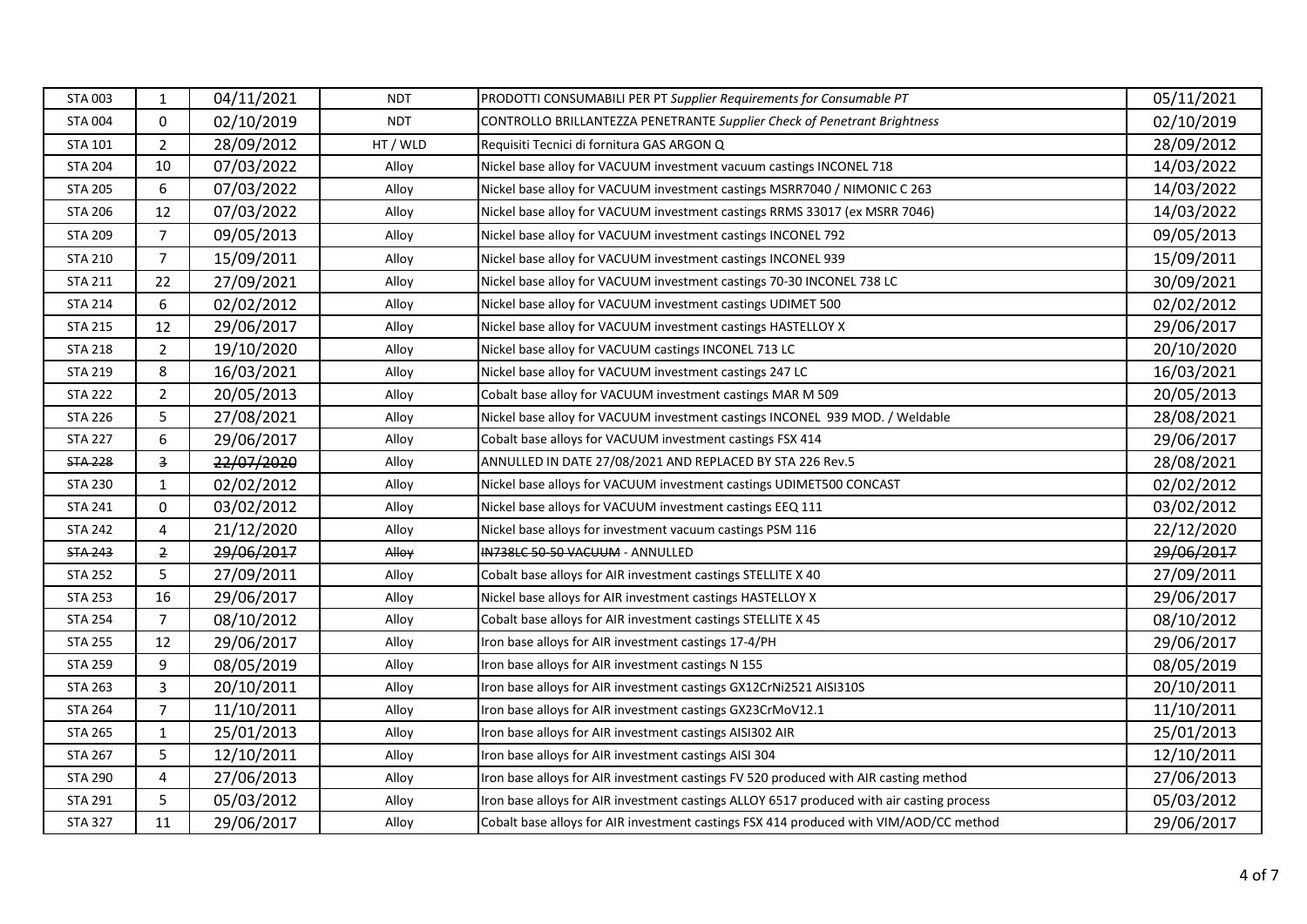| | | | | | |
|---|---|---|---|---|---|
| STA 003 | 1 | 04/11/2021 | NDT | PRODOTTI CONSUMABILI PER PT *Supplier Requirements for Consumable PT* | 05/11/2021 |
| STA 004 | 0 | 02/10/2019 | NDT | CONTROLLO BRILLANTEZZA PENETRANTE *Supplier Check of Penetrant Brightness* | 02/10/2019 |
| STA 101 | 2 | 28/09/2012 | HT / WLD | Requisiti Tecnici di fornitura GAS ARGON Q | 28/09/2012 |
| STA 204 | 10 | 07/03/2022 | Alloy | Nickel base alloy for VACUUM investment vacuum castings INCONEL 718 | 14/03/2022 |
| STA 205 | 6 | 07/03/2022 | Alloy | Nickel base alloy for VACUUM investment castings MSRR7040 / NIMONIC C 263 | 14/03/2022 |
| STA 206 | 12 | 07/03/2022 | Alloy | Nickel base alloy for VACUUM investment castings RRMS 33017 (ex MSRR 7046) | 14/03/2022 |
| STA 209 | 7 | 09/05/2013 | Alloy | Nickel base alloy for VACUUM investment castings INCONEL 792 | 09/05/2013 |
| STA 210 | 7 | 15/09/2011 | Alloy | Nickel base alloy for VACUUM investment castings INCONEL 939 | 15/09/2011 |
| STA 211 | 22 | 27/09/2021 | Alloy | Nickel base alloy for VACUUM investment castings 70-30 INCONEL 738 LC | 30/09/2021 |
| STA 214 | 6 | 02/02/2012 | Alloy | Nickel base alloy for VACUUM investment castings UDIMET 500 | 02/02/2012 |
| STA 215 | 12 | 29/06/2017 | Alloy | Nickel base alloy for VACUUM investment castings HASTELLOY X | 29/06/2017 |
| STA 218 | 2 | 19/10/2020 | Alloy | Nickel base alloy for VACUUM castings INCONEL 713 LC | 20/10/2020 |
| STA 219 | 8 | 16/03/2021 | Alloy | Nickel base alloy for VACUUM investment castings 247 LC | 16/03/2021 |
| STA 222 | 2 | 20/05/2013 | Alloy | Cobalt base alloy for VACUUM investment castings MAR M 509 | 20/05/2013 |
| STA 226 | 5 | 27/08/2021 | Alloy | Nickel base alloy for VACUUM investment castings INCONEL 939 MOD. / Weldable | 28/08/2021 |
| STA 227 | 6 | 29/06/2017 | Alloy | Cobalt base alloys for VACUUM investment castings FSX 414 | 29/06/2017 |
| ~~STA 228~~ | ~~3~~ | ~~22/07/2020~~ | Alloy | ANNULLED IN DATE 27/08/2021 AND REPLACED BY STA 226 Rev.5 | 28/08/2021 |
| STA 230 | 1 | 02/02/2012 | Alloy | Nickel base alloys for VACUUM investment castings UDIMET500 CONCAST | 02/02/2012 |
| STA 241 | 0 | 03/02/2012 | Alloy | Nickel base alloys for VACUUM investment castings EEQ 111 | 03/02/2012 |
| STA 242 | 4 | 21/12/2020 | Alloy | Nickel base alloys for investment vacuum castings PSM 116 | 22/12/2020 |
| ~~STA 243~~ | ~~2~~ | ~~29/06/2017~~ | ~~Alloy~~ | ~~IN738LC 50-50 VACUUM~~ - ANNULLED | ~~29/06/2017~~ |
| STA 252 | 5 | 27/09/2011 | Alloy | Cobalt base alloys for AIR investment castings STELLITE X 40 | 27/09/2011 |
| STA 253 | 16 | 29/06/2017 | Alloy | Nickel base alloys for AIR investment castings HASTELLOY X | 29/06/2017 |
| STA 254 | 7 | 08/10/2012 | Alloy | Cobalt base alloys for AIR investment castings STELLITE X 45 | 08/10/2012 |
| STA 255 | 12 | 29/06/2017 | Alloy | Iron base alloys for AIR investment castings 17-4/PH | 29/06/2017 |
| STA 259 | 9 | 08/05/2019 | Alloy | Iron base alloys for AIR investment castings N 155 | 08/05/2019 |
| STA 263 | 3 | 20/10/2011 | Alloy | Iron base alloys for AIR investment castings GX12CrNi2521 AISI310S | 20/10/2011 |
| STA 264 | 7 | 11/10/2011 | Alloy | Iron base alloys for AIR investment castings GX23CrMoV12.1 | 11/10/2011 |
| STA 265 | 1 | 25/01/2013 | Alloy | Iron base alloys for AIR investment castings AISI302 AIR | 25/01/2013 |
| STA 267 | 5 | 12/10/2011 | Alloy | Iron base alloys for AIR investment castings AISI 304 | 12/10/2011 |
| STA 290 | 4 | 27/06/2013 | Alloy | Iron base alloys for AIR investment castings FV 520 produced with AIR casting method | 27/06/2013 |
| STA 291 | 5 | 05/03/2012 | Alloy | Iron base alloys for AIR investment castings ALLOY 6517 produced with air casting process | 05/03/2012 |
| STA 327 | 11 | 29/06/2017 | Alloy | Cobalt base alloys for AIR investment castings FSX 414 produced with VIM/AOD/CC method | 29/06/2017 |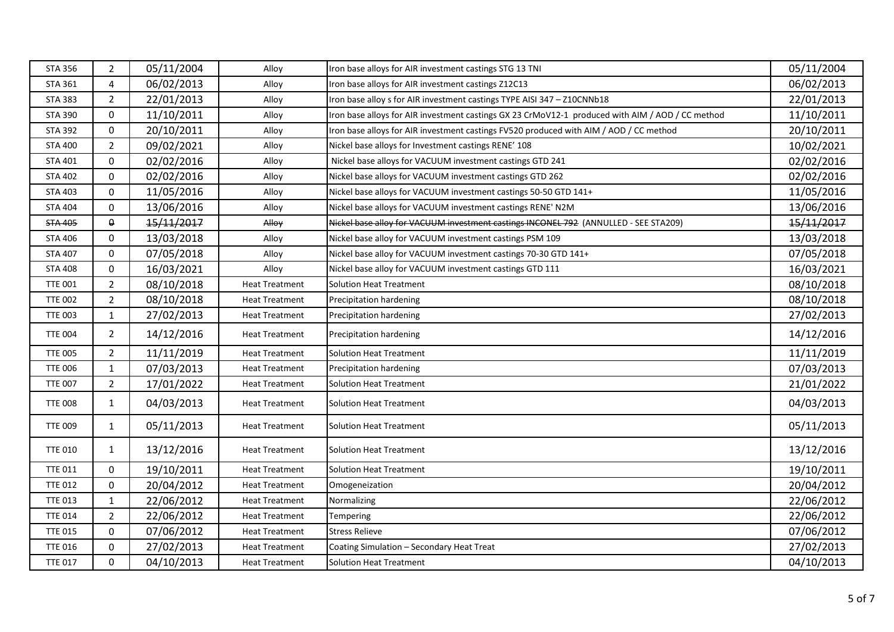| | | | | | |
|---|---|---|---|---|---|
| STA 356 | 2 | 05/11/2004 | Alloy | Iron base alloys for AIR investment castings STG 13 TNI | 05/11/2004 |
| STA 361 | 4 | 06/02/2013 | Alloy | Iron base alloys for AIR investment castings Z12C13 | 06/02/2013 |
| STA 383 | 2 | 22/01/2013 | Alloy | Iron base alloy s for AIR investment castings TYPE AISI 347 – Z10CNNb18 | 22/01/2013 |
| STA 390 | 0 | 11/10/2011 | Alloy | Iron base alloys for AIR investment castings GX 23 CrMoV12-1 produced with AIM / AOD / CC method | 11/10/2011 |
| STA 392 | 0 | 20/10/2011 | Alloy | Iron base alloys for AIR investment castings FV520 produced with AIM / AOD / CC method | 20/10/2011 |
| STA 400 | 2 | 09/02/2021 | Alloy | Nickel base alloys for Investment castings RENE' 108 | 10/02/2021 |
| STA 401 | 0 | 02/02/2016 | Alloy | Nickel base alloys for VACUUM investment castings GTD 241 | 02/02/2016 |
| STA 402 | 0 | 02/02/2016 | Alloy | Nickel base alloys for VACUUM investment castings GTD 262 | 02/02/2016 |
| STA 403 | 0 | 11/05/2016 | Alloy | Nickel base alloys for VACUUM investment castings 50-50 GTD 141+ | 11/05/2016 |
| STA 404 | 0 | 13/06/2016 | Alloy | Nickel base alloys for VACUUM investment castings RENE' N2M | 13/06/2016 |
| ~~STA 405~~ | ~~0~~ | ~~15/11/2017~~ | ~~Alloy~~ | ~~Nickel base alloy for VACUUM investment castings INCONEL 792~~ (ANNULLED - SEE STA209) | ~~15/11/2017~~ |
| STA 406 | 0 | 13/03/2018 | Alloy | Nickel base alloy for VACUUM investment castings PSM 109 | 13/03/2018 |
| STA 407 | 0 | 07/05/2018 | Alloy | Nickel base alloy for VACUUM investment castings 70-30 GTD 141+ | 07/05/2018 |
| STA 408 | 0 | 16/03/2021 | Alloy | Nickel base alloy for VACUUM investment castings GTD 111 | 16/03/2021 |
| TTE 001 | 2 | 08/10/2018 | Heat Treatment | Solution Heat Treatment | 08/10/2018 |
| TTE 002 | 2 | 08/10/2018 | Heat Treatment | Precipitation hardening | 08/10/2018 |
| TTE 003 | 1 | 27/02/2013 | Heat Treatment | Precipitation hardening | 27/02/2013 |
| TTE 004 | 2 | 14/12/2016 | Heat Treatment | Precipitation hardening | 14/12/2016 |
| TTE 005 | 2 | 11/11/2019 | Heat Treatment | Solution Heat Treatment | 11/11/2019 |
| TTE 006 | 1 | 07/03/2013 | Heat Treatment | Precipitation hardening | 07/03/2013 |
| TTE 007 | 2 | 17/01/2022 | Heat Treatment | Solution Heat Treatment | 21/01/2022 |
| TTE 008 | 1 | 04/03/2013 | Heat Treatment | Solution Heat Treatment | 04/03/2013 |
| TTE 009 | 1 | 05/11/2013 | Heat Treatment | Solution Heat Treatment | 05/11/2013 |
| TTE 010 | 1 | 13/12/2016 | Heat Treatment | Solution Heat Treatment | 13/12/2016 |
| TTE 011 | 0 | 19/10/2011 | Heat Treatment | Solution Heat Treatment | 19/10/2011 |
| TTE 012 | 0 | 20/04/2012 | Heat Treatment | Omogeneization | 20/04/2012 |
| TTE 013 | 1 | 22/06/2012 | Heat Treatment | Normalizing | 22/06/2012 |
| TTE 014 | 2 | 22/06/2012 | Heat Treatment | Tempering | 22/06/2012 |
| TTE 015 | 0 | 07/06/2012 | Heat Treatment | Stress Relieve | 07/06/2012 |
| TTE 016 | 0 | 27/02/2013 | Heat Treatment | Coating Simulation – Secondary Heat Treat | 27/02/2013 |
| TTE 017 | 0 | 04/10/2013 | Heat Treatment | Solution Heat Treatment | 04/10/2013 |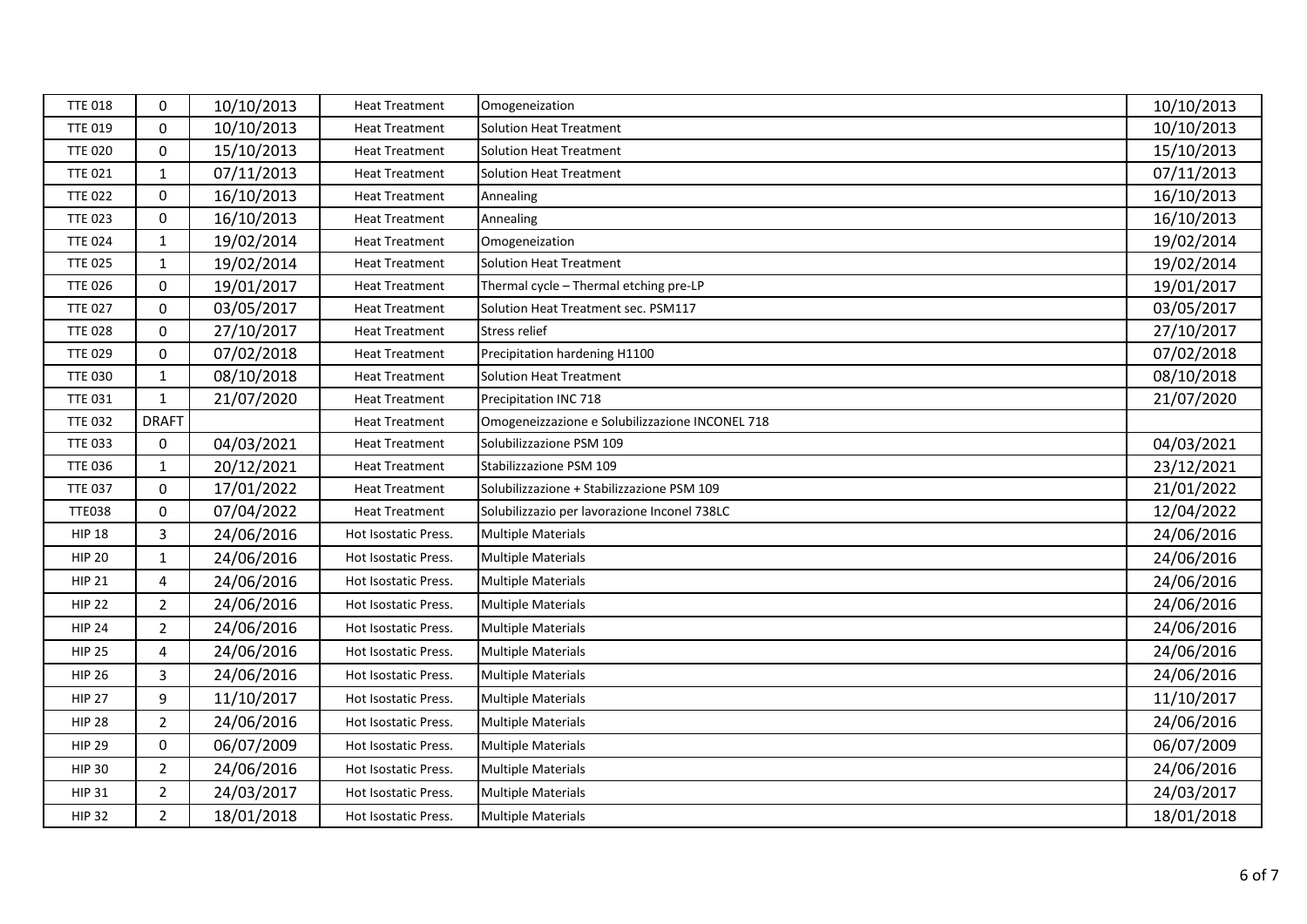| TTE 018 | 0 | 10/10/2013 | Heat Treatment | Omogeneization | 10/10/2013 |
|---|---|---|---|---|---|
| TTE 019 | 0 | 10/10/2013 | Heat Treatment | Solution Heat Treatment | 10/10/2013 |
| TTE 020 | 0 | 15/10/2013 | Heat Treatment | Solution Heat Treatment | 15/10/2013 |
| TTE 021 | 1 | 07/11/2013 | Heat Treatment | Solution Heat Treatment | 07/11/2013 |
| TTE 022 | 0 | 16/10/2013 | Heat Treatment | Annealing | 16/10/2013 |
| TTE 023 | 0 | 16/10/2013 | Heat Treatment | Annealing | 16/10/2013 |
| TTE 024 | 1 | 19/02/2014 | Heat Treatment | Omogeneization | 19/02/2014 |
| TTE 025 | 1 | 19/02/2014 | Heat Treatment | Solution Heat Treatment | 19/02/2014 |
| TTE 026 | 0 | 19/01/2017 | Heat Treatment | Thermal cycle – Thermal etching pre-LP | 19/01/2017 |
| TTE 027 | 0 | 03/05/2017 | Heat Treatment | Solution Heat Treatment sec. PSM117 | 03/05/2017 |
| TTE 028 | 0 | 27/10/2017 | Heat Treatment | Stress relief | 27/10/2017 |
| TTE 029 | 0 | 07/02/2018 | Heat Treatment | Precipitation hardening H1100 | 07/02/2018 |
| TTE 030 | 1 | 08/10/2018 | Heat Treatment | Solution Heat Treatment | 08/10/2018 |
| TTE 031 | 1 | 21/07/2020 | Heat Treatment | Precipitation INC 718 | 21/07/2020 |
| TTE 032 | DRAFT | | Heat Treatment | Omogeneizzazione e Solubilizzazione INCONEL 718 | |
| TTE 033 | 0 | 04/03/2021 | Heat Treatment | Solubilizzazione PSM 109 | 04/03/2021 |
| TTE 036 | 1 | 20/12/2021 | Heat Treatment | Stabilizzazione PSM 109 | 23/12/2021 |
| TTE 037 | 0 | 17/01/2022 | Heat Treatment | Solubilizzazione + Stabilizzazione PSM 109 | 21/01/2022 |
| TTE038 | 0 | 07/04/2022 | Heat Treatment | Solubilizzazio per lavorazione Inconel 738LC | 12/04/2022 |
| HIP 18 | 3 | 24/06/2016 | Hot Isostatic Press. | Multiple Materials | 24/06/2016 |
| HIP 20 | 1 | 24/06/2016 | Hot Isostatic Press. | Multiple Materials | 24/06/2016 |
| HIP 21 | 4 | 24/06/2016 | Hot Isostatic Press. | Multiple Materials | 24/06/2016 |
| HIP 22 | 2 | 24/06/2016 | Hot Isostatic Press. | Multiple Materials | 24/06/2016 |
| HIP 24 | 2 | 24/06/2016 | Hot Isostatic Press. | Multiple Materials | 24/06/2016 |
| HIP 25 | 4 | 24/06/2016 | Hot Isostatic Press. | Multiple Materials | 24/06/2016 |
| HIP 26 | 3 | 24/06/2016 | Hot Isostatic Press. | Multiple Materials | 24/06/2016 |
| HIP 27 | 9 | 11/10/2017 | Hot Isostatic Press. | Multiple Materials | 11/10/2017 |
| HIP 28 | 2 | 24/06/2016 | Hot Isostatic Press. | Multiple Materials | 24/06/2016 |
| HIP 29 | 0 | 06/07/2009 | Hot Isostatic Press. | Multiple Materials | 06/07/2009 |
| HIP 30 | 2 | 24/06/2016 | Hot Isostatic Press. | Multiple Materials | 24/06/2016 |
| HIP 31 | 2 | 24/03/2017 | Hot Isostatic Press. | Multiple Materials | 24/03/2017 |
| HIP 32 | 2 | 18/01/2018 | Hot Isostatic Press. | Multiple Materials | 18/01/2018 |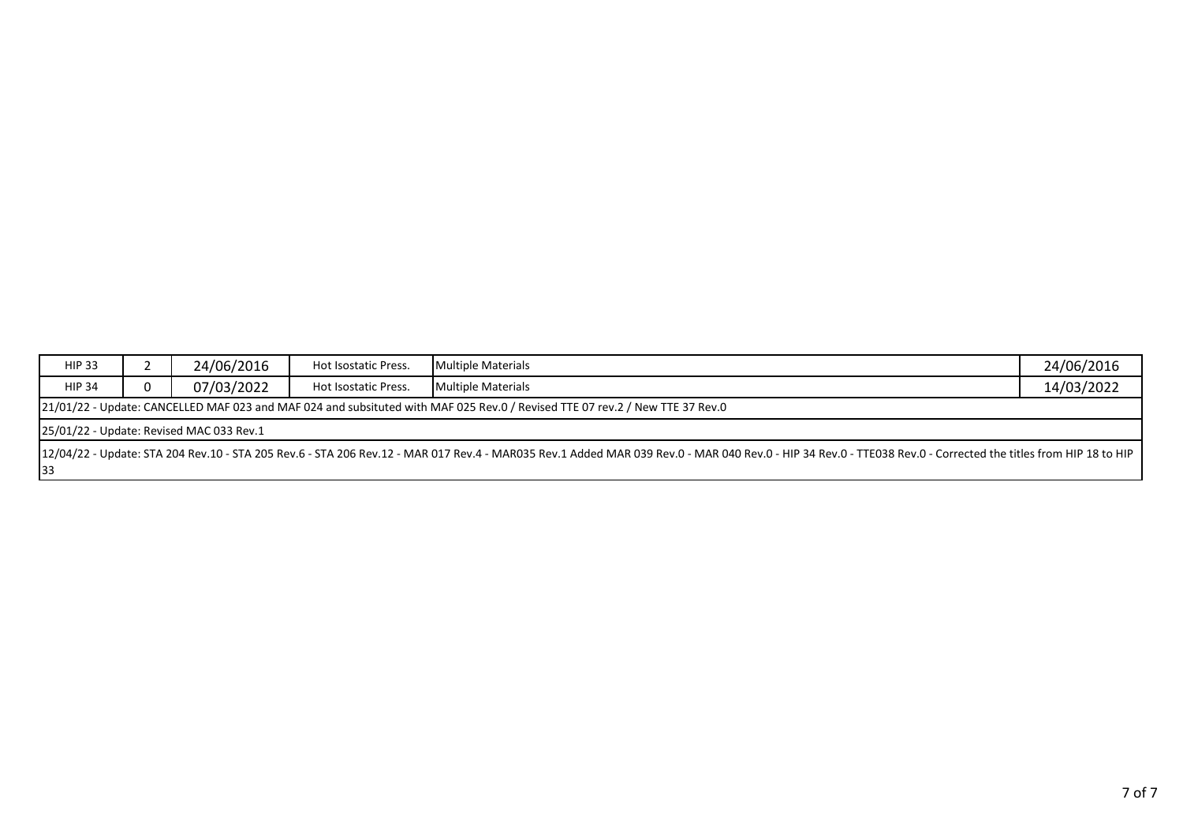| | | | | | |
|---|---|---|---|---|---|
| HIP 33 | 2 | 24/06/2016 | Hot Isostatic Press. | Multiple Materials | 24/06/2016 |
| HIP 34 | 0 | 07/03/2022 | Hot Isostatic Press. | Multiple Materials | 14/03/2022 |
| 21/01/22 - Update: CANCELLED MAF 023 and MAF 024 and subsituted with MAF 025 Rev.0 / Revised TTE 07 rev.2 / New TTE 37 Rev.0 | | | | | |
| 25/01/22 - Update: Revised MAC 033 Rev.1 | | | | | |
| 12/04/22 - Update: STA 204 Rev.10 - STA 205 Rev.6 - STA 206 Rev.12 - MAR 017 Rev.4 - MAR035 Rev.1 Added MAR 039 Rev.0 - MAR 040 Rev.0 - HIP 34 Rev.0 - TTE038 Rev.0 - Corrected the titles from HIP 18 to HIP 33 | | | | | |